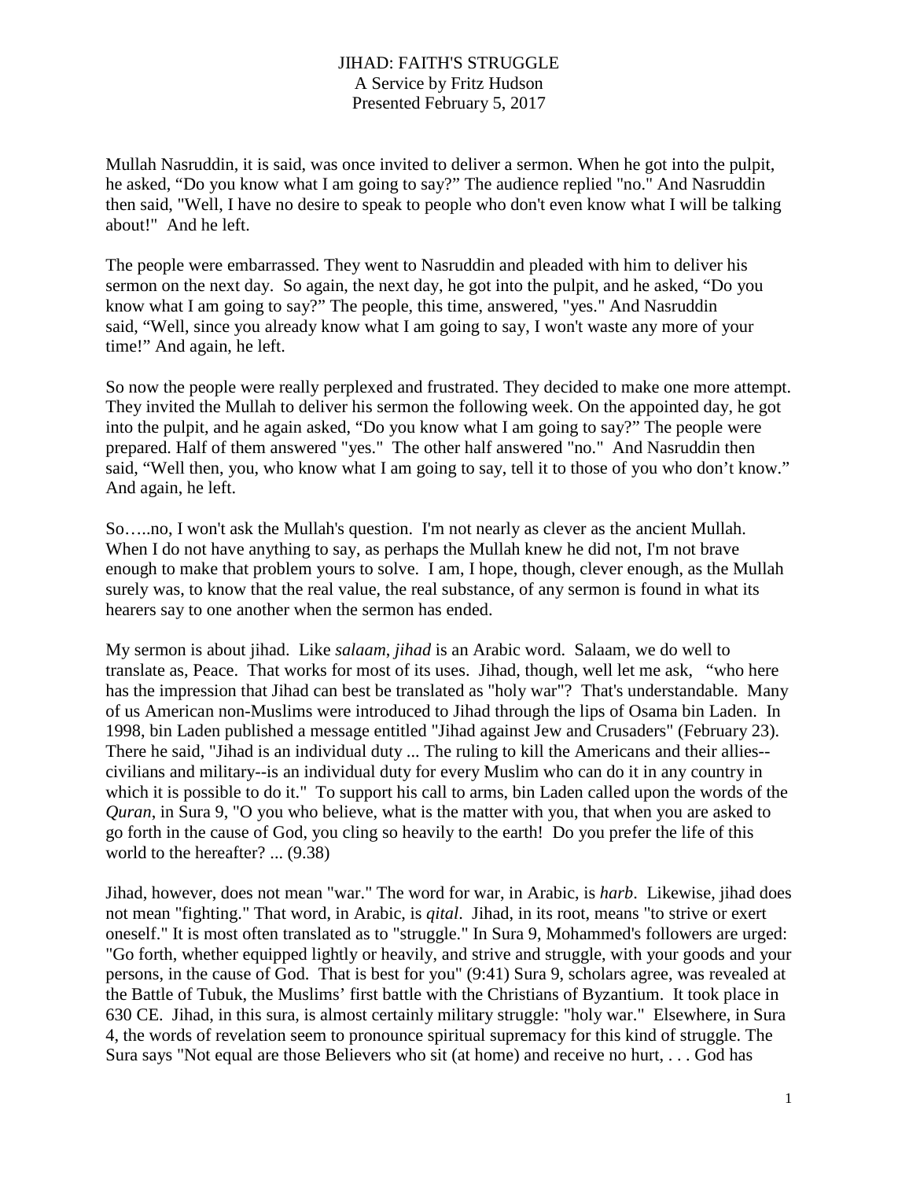# JIHAD: FAITH'S STRUGGLE

A Service by Fritz Hudson
Presented February 5, 2017

Mullah Nasruddin, it is said, was once invited to deliver a sermon. When he got into the pulpit, he asked, "Do you know what I am going to say?" The audience replied "no." And Nasruddin then said, "Well, I have no desire to speak to people who don't even know what I will be talking about!" And he left.

The people were embarrassed. They went to Nasruddin and pleaded with him to deliver his sermon on the next day. So again, the next day, he got into the pulpit, and he asked, "Do you know what I am going to say?" The people, this time, answered, "yes." And Nasruddin said, "Well, since you already know what I am going to say, I won't waste any more of your time!" And again, he left.

So now the people were really perplexed and frustrated. They decided to make one more attempt. They invited the Mullah to deliver his sermon the following week. On the appointed day, he got into the pulpit, and he again asked, "Do you know what I am going to say?" The people were prepared. Half of them answered "yes." The other half answered "no." And Nasruddin then said, "Well then, you, who know what I am going to say, tell it to those of you who don't know." And again, he left.

So…..no, I won't ask the Mullah's question. I'm not nearly as clever as the ancient Mullah. When I do not have anything to say, as perhaps the Mullah knew he did not, I'm not brave enough to make that problem yours to solve. I am, I hope, though, clever enough, as the Mullah surely was, to know that the real value, the real substance, of any sermon is found in what its hearers say to one another when the sermon has ended.

My sermon is about jihad. Like *salaam*, *jihad* is an Arabic word. Salaam, we do well to translate as, Peace. That works for most of its uses. Jihad, though, well let me ask, "who here has the impression that Jihad can best be translated as "holy war"? That's understandable. Many of us American non-Muslims were introduced to Jihad through the lips of Osama bin Laden. In 1998, bin Laden published a message entitled "Jihad against Jew and Crusaders" (February 23). There he said, "Jihad is an individual duty ... The ruling to kill the Americans and their allies--civilians and military--is an individual duty for every Muslim who can do it in any country in which it is possible to do it." To support his call to arms, bin Laden called upon the words of the *Quran*, in Sura 9, "O you who believe, what is the matter with you, that when you are asked to go forth in the cause of God, you cling so heavily to the earth! Do you prefer the life of this world to the hereafter? ... (9.38)

Jihad, however, does not mean "war." The word for war, in Arabic, is *harb*. Likewise, jihad does not mean "fighting." That word, in Arabic, is *qital*. Jihad, in its root, means "to strive or exert oneself." It is most often translated as to "struggle." In Sura 9, Mohammed's followers are urged: "Go forth, whether equipped lightly or heavily, and strive and struggle, with your goods and your persons, in the cause of God. That is best for you" (9:41) Sura 9, scholars agree, was revealed at the Battle of Tubuk, the Muslims' first battle with the Christians of Byzantium. It took place in 630 CE. Jihad, in this sura, is almost certainly military struggle: "holy war." Elsewhere, in Sura 4, the words of revelation seem to pronounce spiritual supremacy for this kind of struggle. The Sura says "Not equal are those Believers who sit (at home) and receive no hurt, . . . God has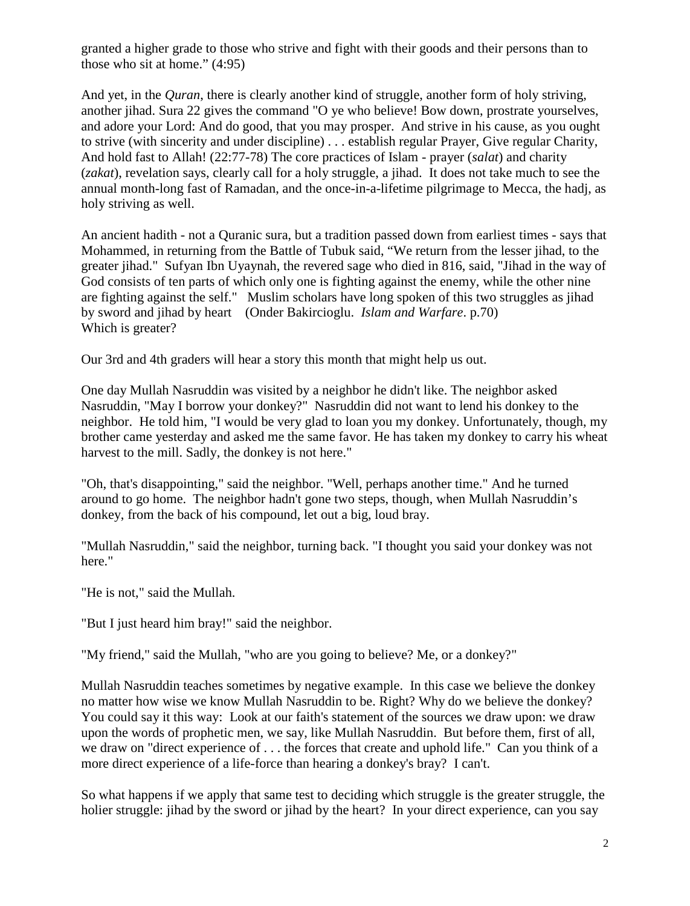granted a higher grade to those who strive and fight with their goods and their persons than to those who sit at home." (4:95)

And yet, in the *Quran*, there is clearly another kind of struggle, another form of holy striving, another jihad. Sura 22 gives the command "O ye who believe! Bow down, prostrate yourselves, and adore your Lord: And do good, that you may prosper. And strive in his cause, as you ought to strive (with sincerity and under discipline) . . . establish regular Prayer, Give regular Charity, And hold fast to Allah! (22:77-78) The core practices of Islam - prayer (*salat*) and charity (*zakat*), revelation says, clearly call for a holy struggle, a jihad. It does not take much to see the annual month-long fast of Ramadan, and the once-in-a-lifetime pilgrimage to Mecca, the hadj, as holy striving as well.

An ancient hadith - not a Quranic sura, but a tradition passed down from earliest times - says that Mohammed, in returning from the Battle of Tubuk said, "We return from the lesser jihad, to the greater jihad." Sufyan Ibn Uyaynah, the revered sage who died in 816, said, "Jihad in the way of God consists of ten parts of which only one is fighting against the enemy, while the other nine are fighting against the self." Muslim scholars have long spoken of this two struggles as jihad by sword and jihad by heart (Onder Bakircioglu. *Islam and Warfare*. p.70)
Which is greater?

Our 3rd and 4th graders will hear a story this month that might help us out.

One day Mullah Nasruddin was visited by a neighbor he didn't like. The neighbor asked Nasruddin, "May I borrow your donkey?" Nasruddin did not want to lend his donkey to the neighbor. He told him, "I would be very glad to loan you my donkey. Unfortunately, though, my brother came yesterday and asked me the same favor. He has taken my donkey to carry his wheat harvest to the mill. Sadly, the donkey is not here."

"Oh, that's disappointing," said the neighbor. "Well, perhaps another time." And he turned around to go home. The neighbor hadn't gone two steps, though, when Mullah Nasruddin's donkey, from the back of his compound, let out a big, loud bray.

"Mullah Nasruddin," said the neighbor, turning back. "I thought you said your donkey was not here."

"He is not," said the Mullah.

"But I just heard him bray!" said the neighbor.

"My friend," said the Mullah, "who are you going to believe? Me, or a donkey?"

Mullah Nasruddin teaches sometimes by negative example. In this case we believe the donkey no matter how wise we know Mullah Nasruddin to be. Right? Why do we believe the donkey? You could say it this way: Look at our faith's statement of the sources we draw upon: we draw upon the words of prophetic men, we say, like Mullah Nasruddin. But before them, first of all, we draw on "direct experience of . . . the forces that create and uphold life." Can you think of a more direct experience of a life-force than hearing a donkey's bray? I can't.

So what happens if we apply that same test to deciding which struggle is the greater struggle, the holier struggle: jihad by the sword or jihad by the heart? In your direct experience, can you say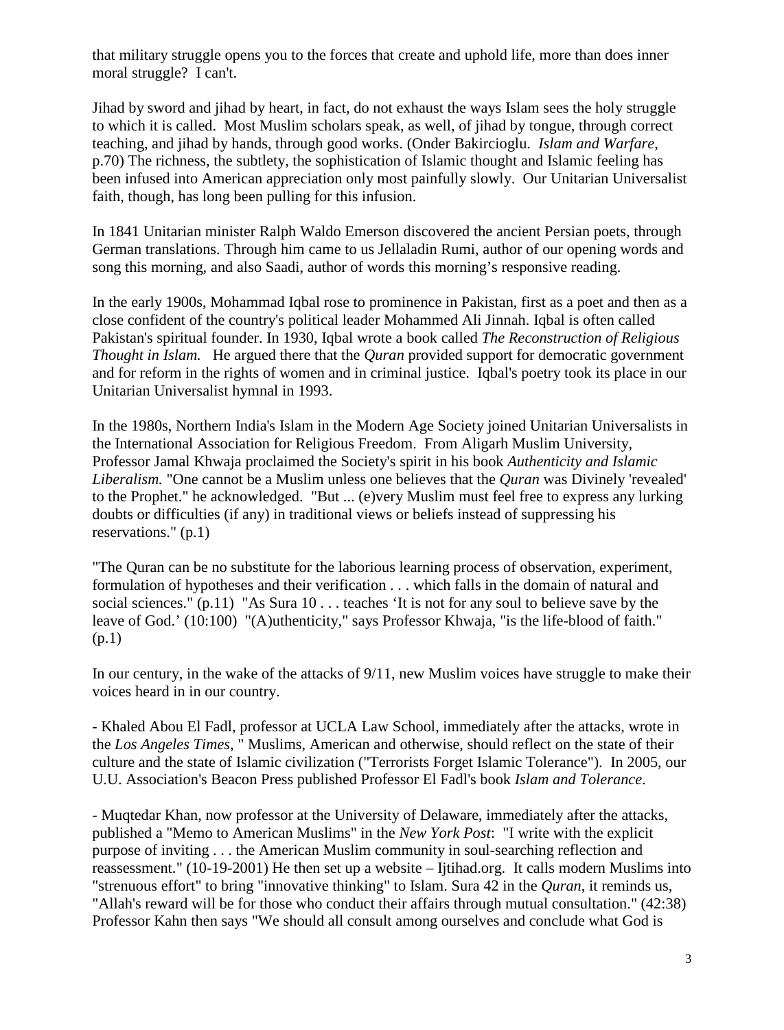that military struggle opens you to the forces that create and uphold life, more than does inner moral struggle? I can't.

Jihad by sword and jihad by heart, in fact, do not exhaust the ways Islam sees the holy struggle to which it is called. Most Muslim scholars speak, as well, of jihad by tongue, through correct teaching, and jihad by hands, through good works. (Onder Bakircioglu. *Islam and Warfare*, p.70) The richness, the subtlety, the sophistication of Islamic thought and Islamic feeling has been infused into American appreciation only most painfully slowly. Our Unitarian Universalist faith, though, has long been pulling for this infusion.

In 1841 Unitarian minister Ralph Waldo Emerson discovered the ancient Persian poets, through German translations. Through him came to us Jellaladin Rumi, author of our opening words and song this morning, and also Saadi, author of words this morning's responsive reading.

In the early 1900s, Mohammad Iqbal rose to prominence in Pakistan, first as a poet and then as a close confident of the country's political leader Mohammed Ali Jinnah. Iqbal is often called Pakistan's spiritual founder. In 1930, Iqbal wrote a book called *The Reconstruction of Religious Thought in Islam.* He argued there that the *Quran* provided support for democratic government and for reform in the rights of women and in criminal justice. Iqbal's poetry took its place in our Unitarian Universalist hymnal in 1993.

In the 1980s, Northern India's Islam in the Modern Age Society joined Unitarian Universalists in the International Association for Religious Freedom. From Aligarh Muslim University, Professor Jamal Khwaja proclaimed the Society's spirit in his book *Authenticity and Islamic Liberalism.* "One cannot be a Muslim unless one believes that the *Quran* was Divinely 'revealed' to the Prophet." he acknowledged. "But ... (e)very Muslim must feel free to express any lurking doubts or difficulties (if any) in traditional views or beliefs instead of suppressing his reservations." (p.1)

"The Quran can be no substitute for the laborious learning process of observation, experiment, formulation of hypotheses and their verification . . . which falls in the domain of natural and social sciences." (p.11) "As Sura 10 . . . teaches 'It is not for any soul to believe save by the leave of God.' (10:100) "(A)uthenticity," says Professor Khwaja, "is the life-blood of faith." (p.1)

In our century, in the wake of the attacks of 9/11, new Muslim voices have struggle to make their voices heard in in our country.

- Khaled Abou El Fadl, professor at UCLA Law School, immediately after the attacks, wrote in the *Los Angeles Times*, " Muslims, American and otherwise, should reflect on the state of their culture and the state of Islamic civilization ("Terrorists Forget Islamic Tolerance"). In 2005, our U.U. Association's Beacon Press published Professor El Fadl's book *Islam and Tolerance*.

- Muqtedar Khan, now professor at the University of Delaware, immediately after the attacks, published a "Memo to American Muslims" in the *New York Post*: "I write with the explicit purpose of inviting . . . the American Muslim community in soul-searching reflection and reassessment." (10-19-2001) He then set up a website – Ijtihad.org. It calls modern Muslims into "strenuous effort" to bring "innovative thinking" to Islam. Sura 42 in the *Quran*, it reminds us, "Allah's reward will be for those who conduct their affairs through mutual consultation." (42:38) Professor Kahn then says "We should all consult among ourselves and conclude what God is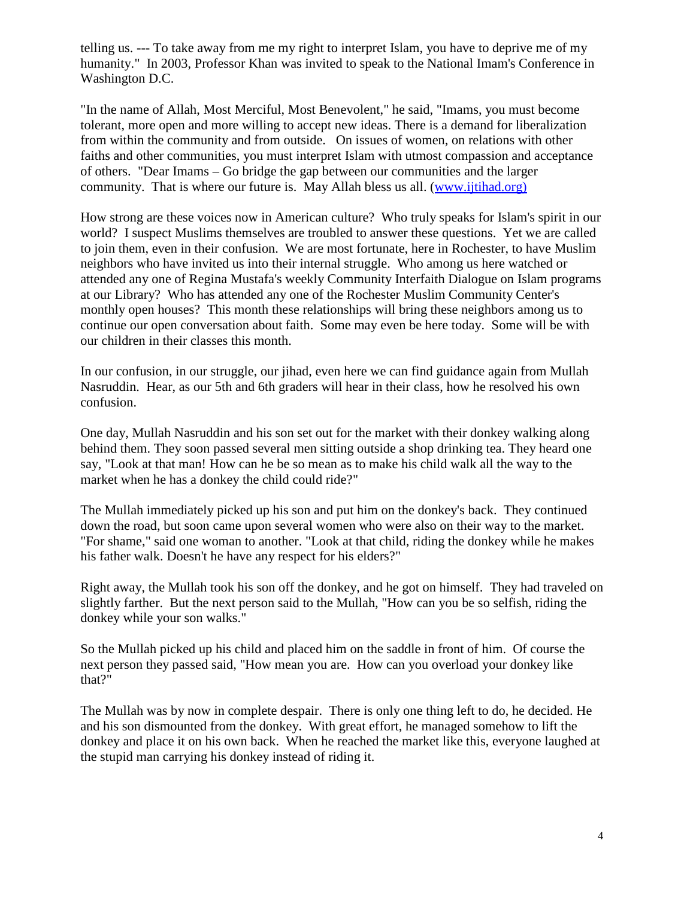telling us. --- To take away from me my right to interpret Islam, you have to deprive me of my humanity."  In 2003, Professor Khan was invited to speak to the National Imam's Conference in Washington D.C.

"In the name of Allah, Most Merciful, Most Benevolent," he said, "Imams, you must become tolerant, more open and more willing to accept new ideas. There is a demand for liberalization from within the community and from outside.  On issues of women, on relations with other faiths and other communities, you must interpret Islam with utmost compassion and acceptance of others.  "Dear Imams – Go bridge the gap between our communities and the larger community.  That is where our future is.  May Allah bless us all. (www.ijtihad.org)

How strong are these voices now in American culture?  Who truly speaks for Islam's spirit in our world?  I suspect Muslims themselves are troubled to answer these questions.  Yet we are called to join them, even in their confusion.  We are most fortunate, here in Rochester, to have Muslim neighbors who have invited us into their internal struggle.  Who among us here watched or attended any one of Regina Mustafa's weekly Community Interfaith Dialogue on Islam programs at our Library?  Who has attended any one of the Rochester Muslim Community Center's monthly open houses?  This month these relationships will bring these neighbors among us to continue our open conversation about faith.  Some may even be here today.  Some will be with our children in their classes this month.

In our confusion, in our struggle, our jihad, even here we can find guidance again from Mullah Nasruddin.  Hear, as our 5th and 6th graders will hear in their class, how he resolved his own confusion.

One day, Mullah Nasruddin and his son set out for the market with their donkey walking along behind them. They soon passed several men sitting outside a shop drinking tea. They heard one say, "Look at that man! How can he be so mean as to make his child walk all the way to the market when he has a donkey the child could ride?"

The Mullah immediately picked up his son and put him on the donkey's back.  They continued down the road, but soon came upon several women who were also on their way to the market. "For shame," said one woman to another. "Look at that child, riding the donkey while he makes his father walk. Doesn't he have any respect for his elders?"

Right away, the Mullah took his son off the donkey, and he got on himself.  They had traveled on slightly farther.  But the next person said to the Mullah, "How can you be so selfish, riding the donkey while your son walks."

So the Mullah picked up his child and placed him on the saddle in front of him.  Of course the next person they passed said, "How mean you are.  How can you overload your donkey like that?"

The Mullah was by now in complete despair.  There is only one thing left to do, he decided. He and his son dismounted from the donkey.  With great effort, he managed somehow to lift the donkey and place it on his own back.  When he reached the market like this, everyone laughed at the stupid man carrying his donkey instead of riding it.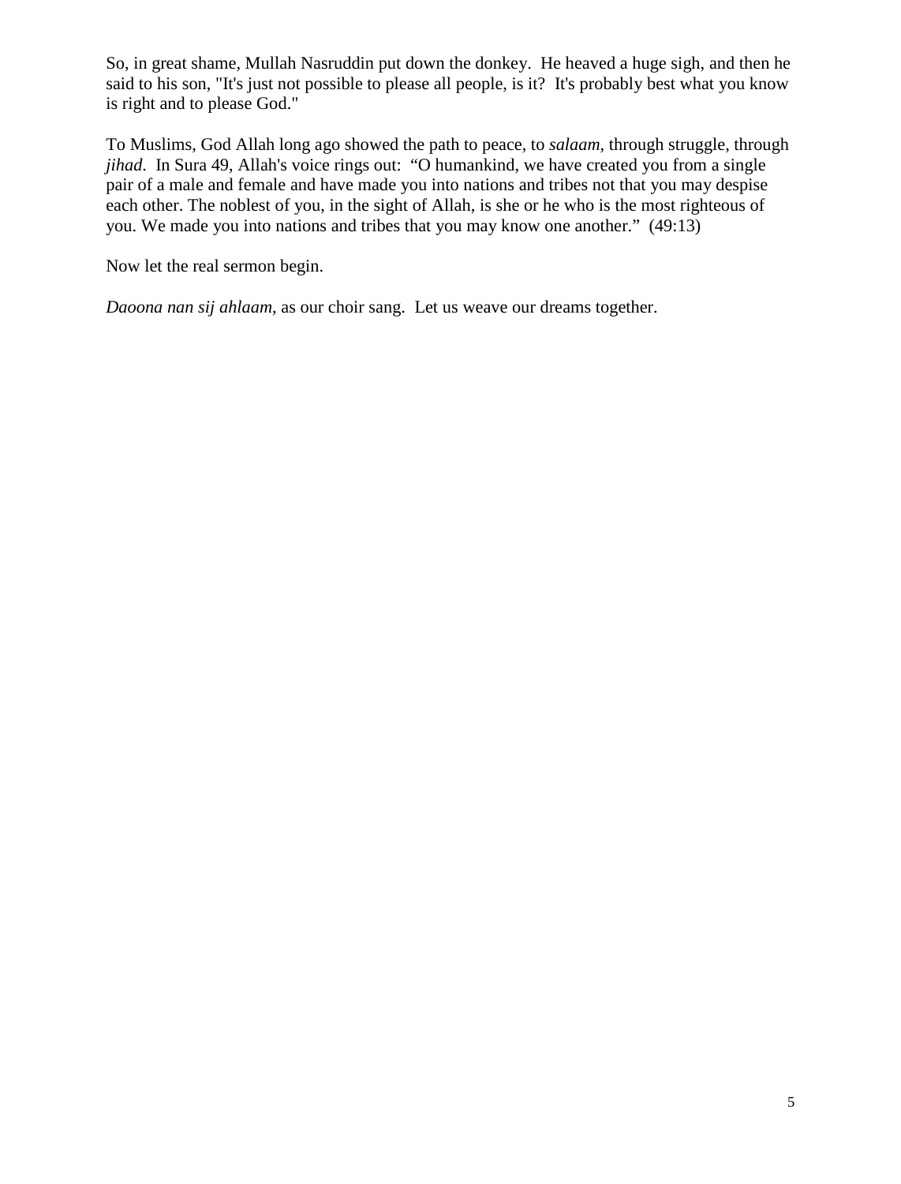So, in great shame, Mullah Nasruddin put down the donkey. He heaved a huge sigh, and then he said to his son, "It's just not possible to please all people, is it? It's probably best what you know is right and to please God."

To Muslims, God Allah long ago showed the path to peace, to *salaam*, through struggle, through *jihad*. In Sura 49, Allah's voice rings out: "O humankind, we have created you from a single pair of a male and female and have made you into nations and tribes not that you may despise each other. The noblest of you, in the sight of Allah, is she or he who is the most righteous of you. We made you into nations and tribes that you may know one another." (49:13)

Now let the real sermon begin.

*Daoona nan sij ahlaam*, as our choir sang. Let us weave our dreams together.